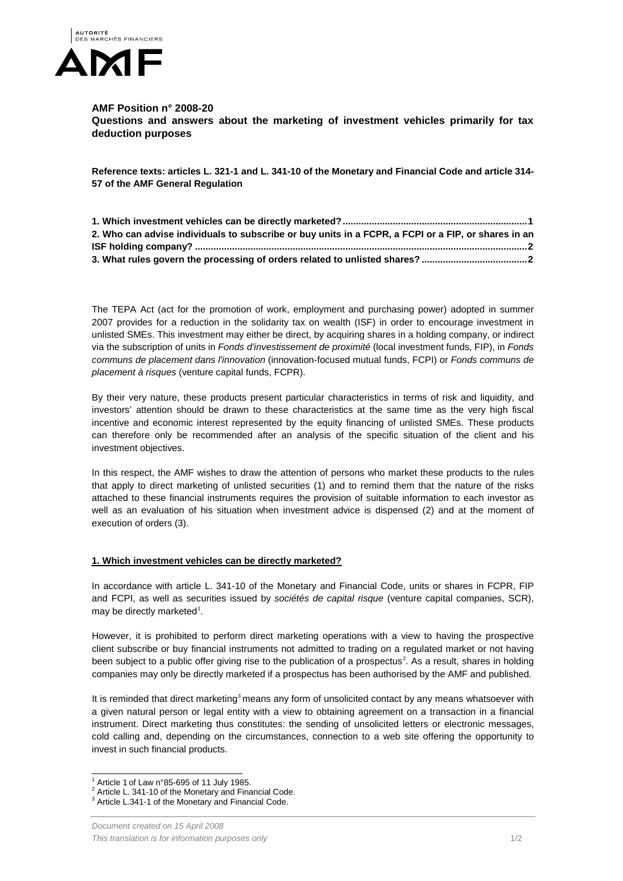**AMF Position n° 2008-20**
**Questions and answers about the marketing of investment vehicles primarily for tax deduction purposes**

**Reference texts: articles L. 321-1 and L. 341-10 of the Monetary and Financial Code and article 314-57 of the AMF General Regulation**

**1. Which investment vehicles can be directly marketed? ....................................................................1**
**2. Who can advise individuals to subscribe or buy units in a FCPR, a FCPI or a FIP, or shares in an ISF holding company? ............................................................................................................................2**
**3. What rules govern the processing of orders related to unlisted shares? ........................................2**

The TEPA Act (act for the promotion of work, employment and purchasing power) adopted in summer 2007 provides for a reduction in the solidarity tax on wealth (ISF) in order to encourage investment in unlisted SMEs. This investment may either be direct, by acquiring shares in a holding company, or indirect via the subscription of units in *Fonds d'investissement de proximité* (local investment funds, FIP), in *Fonds communs de placement dans l'innovation* (innovation-focused mutual funds, FCPI) or *Fonds communs de placement à risques* (venture capital funds, FCPR).

By their very nature, these products present particular characteristics in terms of risk and liquidity, and investors' attention should be drawn to these characteristics at the same time as the very high fiscal incentive and economic interest represented by the equity financing of unlisted SMEs. These products can therefore only be recommended after an analysis of the specific situation of the client and his investment objectives.

In this respect, the AMF wishes to draw the attention of persons who market these products to the rules that apply to direct marketing of unlisted securities (1) and to remind them that the nature of the risks attached to these financial instruments requires the provision of suitable information to each investor as well as an evaluation of his situation when investment advice is dispensed (2) and at the moment of execution of orders (3).

## 1. Which investment vehicles can be directly marketed?

In accordance with article L. 341-10 of the Monetary and Financial Code, units or shares in FCPR, FIP and FCPI, as well as securities issued by *sociétés de capital risque* (venture capital companies, SCR), may be directly marketed[1].

However, it is prohibited to perform direct marketing operations with a view to having the prospective client subscribe or buy financial instruments not admitted to trading on a regulated market or not having been subject to a public offer giving rise to the publication of a prospectus[2]. As a result, shares in holding companies may only be directly marketed if a prospectus has been authorised by the AMF and published.

It is reminded that direct marketing[3] means any form of unsolicited contact by any means whatsoever with a given natural person or legal entity with a view to obtaining agreement on a transaction in a financial instrument. Direct marketing thus constitutes: the sending of unsolicited letters or electronic messages, cold calling and, depending on the circumstances, connection to a web site offering the opportunity to invest in such financial products.

[1] Article 1 of Law n°85-695 of 11 July 1985.
[2] Article L. 341-10 of the Monetary and Financial Code.
[3] Article L.341-1 of the Monetary and Financial Code.

*Document created on 15 April 2008*
*This translation is for information purposes only*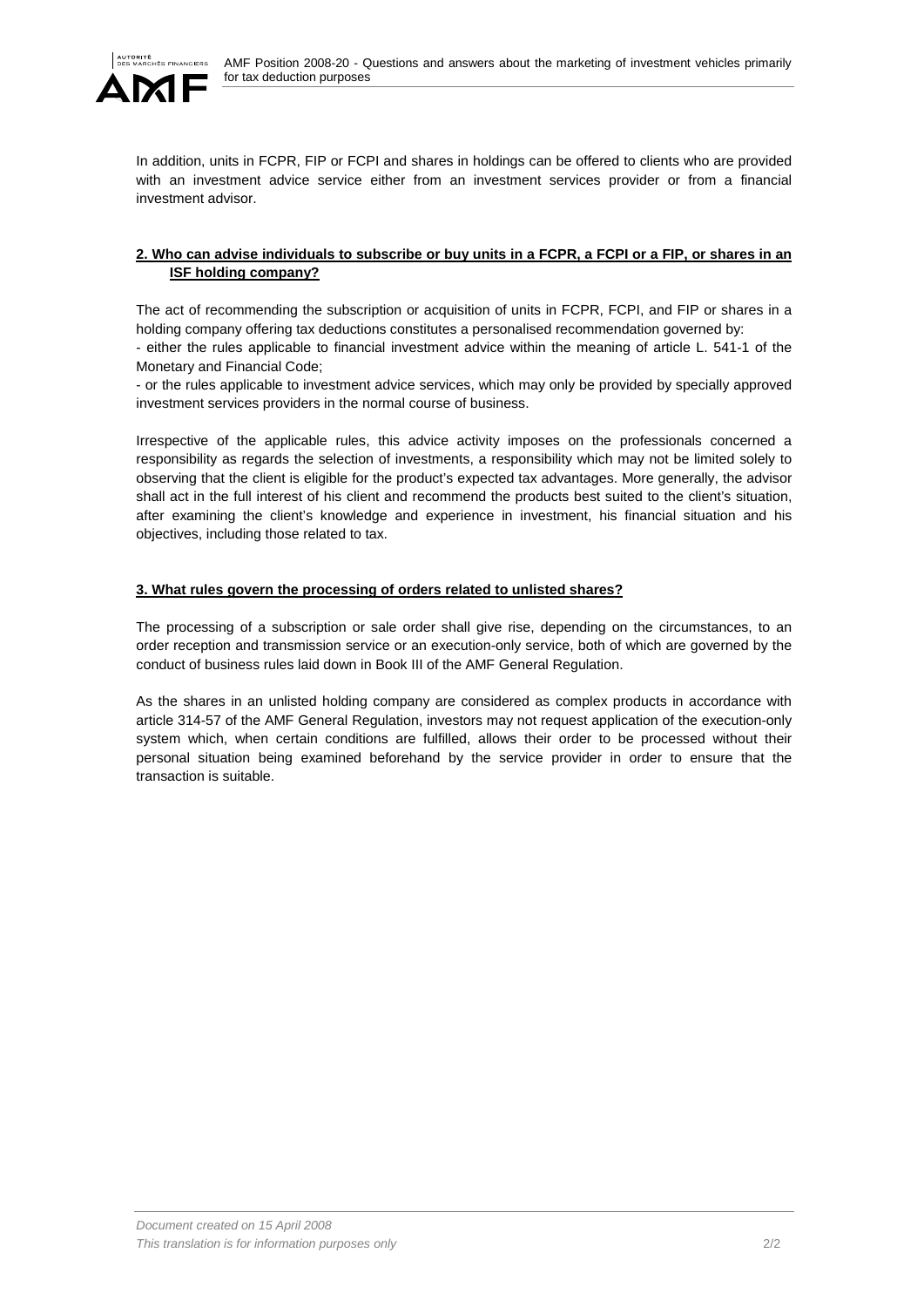In addition, units in FCPR, FIP or FCPI and shares in holdings can be offered to clients who are provided with an investment advice service either from an investment services provider or from a financial investment advisor.

## **2. Who can advise individuals to subscribe or buy units in a FCPR, a FCPI or a FIP, or shares in an ISF holding company?**

The act of recommending the subscription or acquisition of units in FCPR, FCPI, and FIP or shares in a holding company offering tax deductions constitutes a personalised recommendation governed by:

- either the rules applicable to financial investment advice within the meaning of article L. 541-1 of the Monetary and Financial Code;
- or the rules applicable to investment advice services, which may only be provided by specially approved investment services providers in the normal course of business.

Irrespective of the applicable rules, this advice activity imposes on the professionals concerned a responsibility as regards the selection of investments, a responsibility which may not be limited solely to observing that the client is eligible for the product's expected tax advantages. More generally, the advisor shall act in the full interest of his client and recommend the products best suited to the client's situation, after examining the client's knowledge and experience in investment, his financial situation and his objectives, including those related to tax.

## **3. What rules govern the processing of orders related to unlisted shares?**

The processing of a subscription or sale order shall give rise, depending on the circumstances, to an order reception and transmission service or an execution-only service, both of which are governed by the conduct of business rules laid down in Book III of the AMF General Regulation.

As the shares in an unlisted holding company are considered as complex products in accordance with article 314-57 of the AMF General Regulation, investors may not request application of the execution-only system which, when certain conditions are fulfilled, allows their order to be processed without their personal situation being examined beforehand by the service provider in order to ensure that the transaction is suitable.